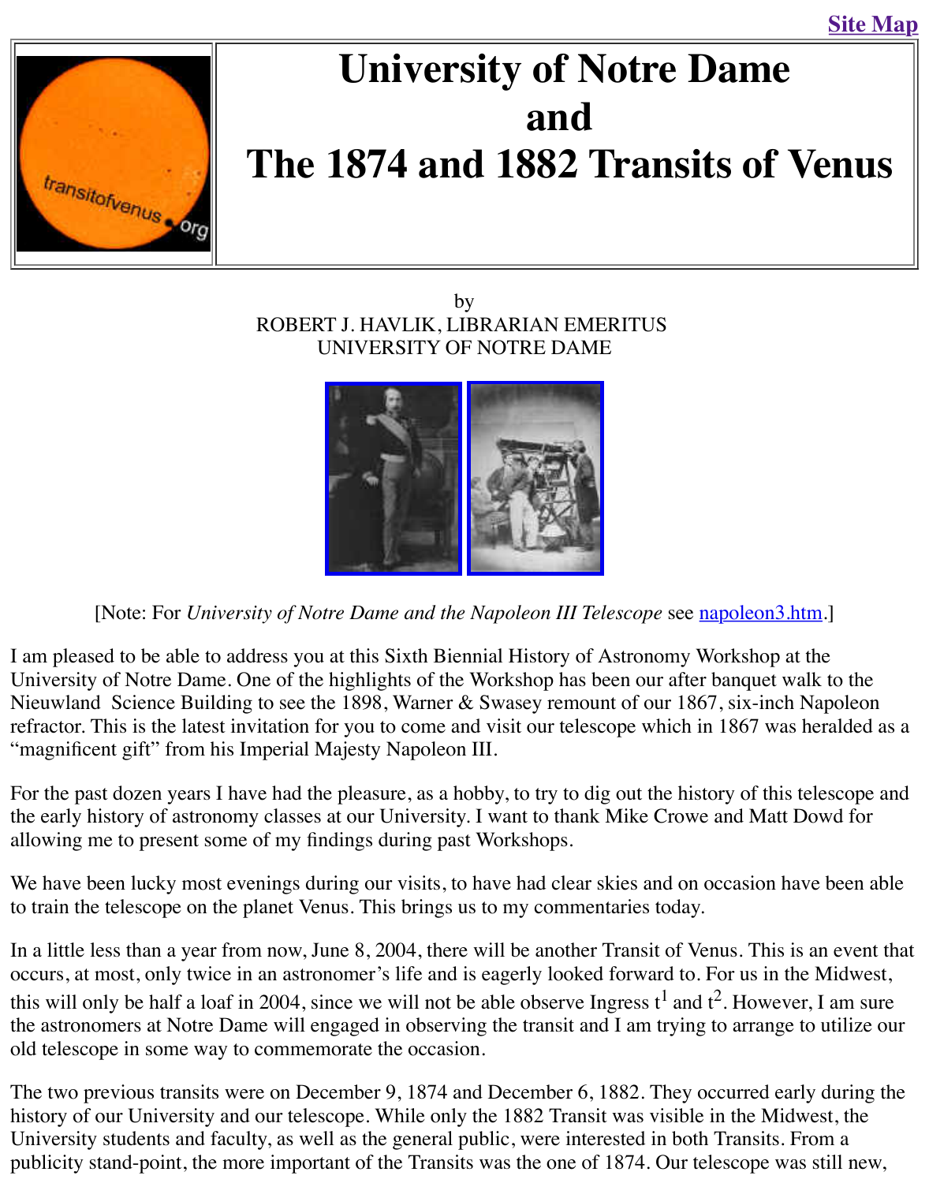Site Map

# University of Notre Dame and The 1874 and 1882 Transits of Venus

by
ROBERT J. HAVLIK, LIBRARIAN EMERITUS
UNIVERSITY OF NOTRE DAME

[Note: For *University of Notre Dame and the Napoleon III Telescope* see napoleon3.htm.]

I am pleased to be able to address you at this Sixth Biennial History of Astronomy Workshop at the University of Notre Dame. One of the highlights of the Workshop has been our after banquet walk to the Nieuwland Science Building to see the 1898, Warner & Swasey remount of our 1867, six-inch Napoleon refractor. This is the latest invitation for you to come and visit our telescope which in 1867 was heralded as a "magnificent gift" from his Imperial Majesty Napoleon III.

For the past dozen years I have had the pleasure, as a hobby, to try to dig out the history of this telescope and the early history of astronomy classes at our University. I want to thank Mike Crowe and Matt Dowd for allowing me to present some of my findings during past Workshops.

We have been lucky most evenings during our visits, to have had clear skies and on occasion have been able to train the telescope on the planet Venus. This brings us to my commentaries today.

In a little less than a year from now, June 8, 2004, there will be another Transit of Venus. This is an event that occurs, at most, only twice in an astronomer's life and is eagerly looked forward to. For us in the Midwest, this will only be half a loaf in 2004, since we will not be able observe Ingress $t^1$ and $t^2$. However, I am sure the astronomers at Notre Dame will engaged in observing the transit and I am trying to arrange to utilize our old telescope in some way to commemorate the occasion.

The two previous transits were on December 9, 1874 and December 6, 1882. They occurred early during the history of our University and our telescope. While only the 1882 Transit was visible in the Midwest, the University students and faculty, as well as the general public, were interested in both Transits. From a publicity stand-point, the more important of the Transits was the one of 1874. Our telescope was still new,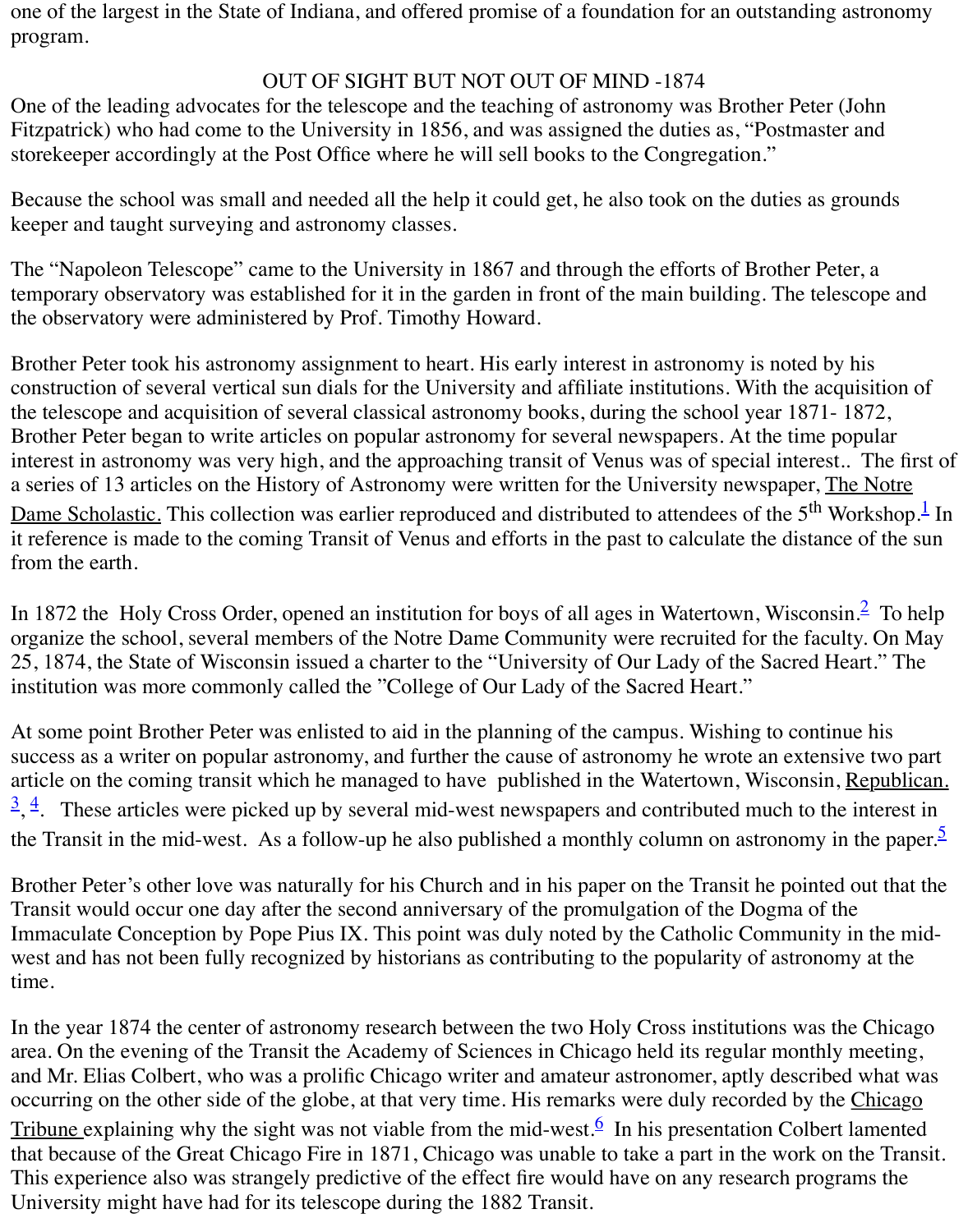one of the largest in the State of Indiana, and offered promise of a foundation for an outstanding astronomy program.

## OUT OF SIGHT BUT NOT OUT OF MIND -1874

One of the leading advocates for the telescope and the teaching of astronomy was Brother Peter (John Fitzpatrick) who had come to the University in 1856, and was assigned the duties as, "Postmaster and storekeeper accordingly at the Post Office where he will sell books to the Congregation."

Because the school was small and needed all the help it could get, he also took on the duties as grounds keeper and taught surveying and astronomy classes.

The "Napoleon Telescope" came to the University in 1867 and through the efforts of Brother Peter, a temporary observatory was established for it in the garden in front of the main building. The telescope and the observatory were administered by Prof. Timothy Howard.

Brother Peter took his astronomy assignment to heart. His early interest in astronomy is noted by his construction of several vertical sun dials for the University and affiliate institutions. With the acquisition of the telescope and acquisition of several classical astronomy books, during the school year 1871- 1872, Brother Peter began to write articles on popular astronomy for several newspapers. At the time popular interest in astronomy was very high, and the approaching transit of Venus was of special interest.. The first of a series of 13 articles on the History of Astronomy were written for the University newspaper, The Notre Dame Scholastic. This collection was earlier reproduced and distributed to attendees of the 5th Workshop.[1] In it reference is made to the coming Transit of Venus and efforts in the past to calculate the distance of the sun from the earth.

In 1872 the Holy Cross Order, opened an institution for boys of all ages in Watertown, Wisconsin.[2] To help organize the school, several members of the Notre Dame Community were recruited for the faculty. On May 25, 1874, the State of Wisconsin issued a charter to the "University of Our Lady of the Sacred Heart." The institution was more commonly called the "College of Our Lady of the Sacred Heart."

At some point Brother Peter was enlisted to aid in the planning of the campus. Wishing to continue his success as a writer on popular astronomy, and further the cause of astronomy he wrote an extensive two part article on the coming transit which he managed to have published in the Watertown, Wisconsin, Republican.[3], [4]. These articles were picked up by several mid-west newspapers and contributed much to the interest in the Transit in the mid-west. As a follow-up he also published a monthly column on astronomy in the paper.[5]

Brother Peter's other love was naturally for his Church and in his paper on the Transit he pointed out that the Transit would occur one day after the second anniversary of the promulgation of the Dogma of the Immaculate Conception by Pope Pius IX. This point was duly noted by the Catholic Community in the mid-west and has not been fully recognized by historians as contributing to the popularity of astronomy at the time.

In the year 1874 the center of astronomy research between the two Holy Cross institutions was the Chicago area. On the evening of the Transit the Academy of Sciences in Chicago held its regular monthly meeting, and Mr. Elias Colbert, who was a prolific Chicago writer and amateur astronomer, aptly described what was occurring on the other side of the globe, at that very time. His remarks were duly recorded by the Chicago Tribune explaining why the sight was not viable from the mid-west.[6] In his presentation Colbert lamented that because of the Great Chicago Fire in 1871, Chicago was unable to take a part in the work on the Transit. This experience also was strangely predictive of the effect fire would have on any research programs the University might have had for its telescope during the 1882 Transit.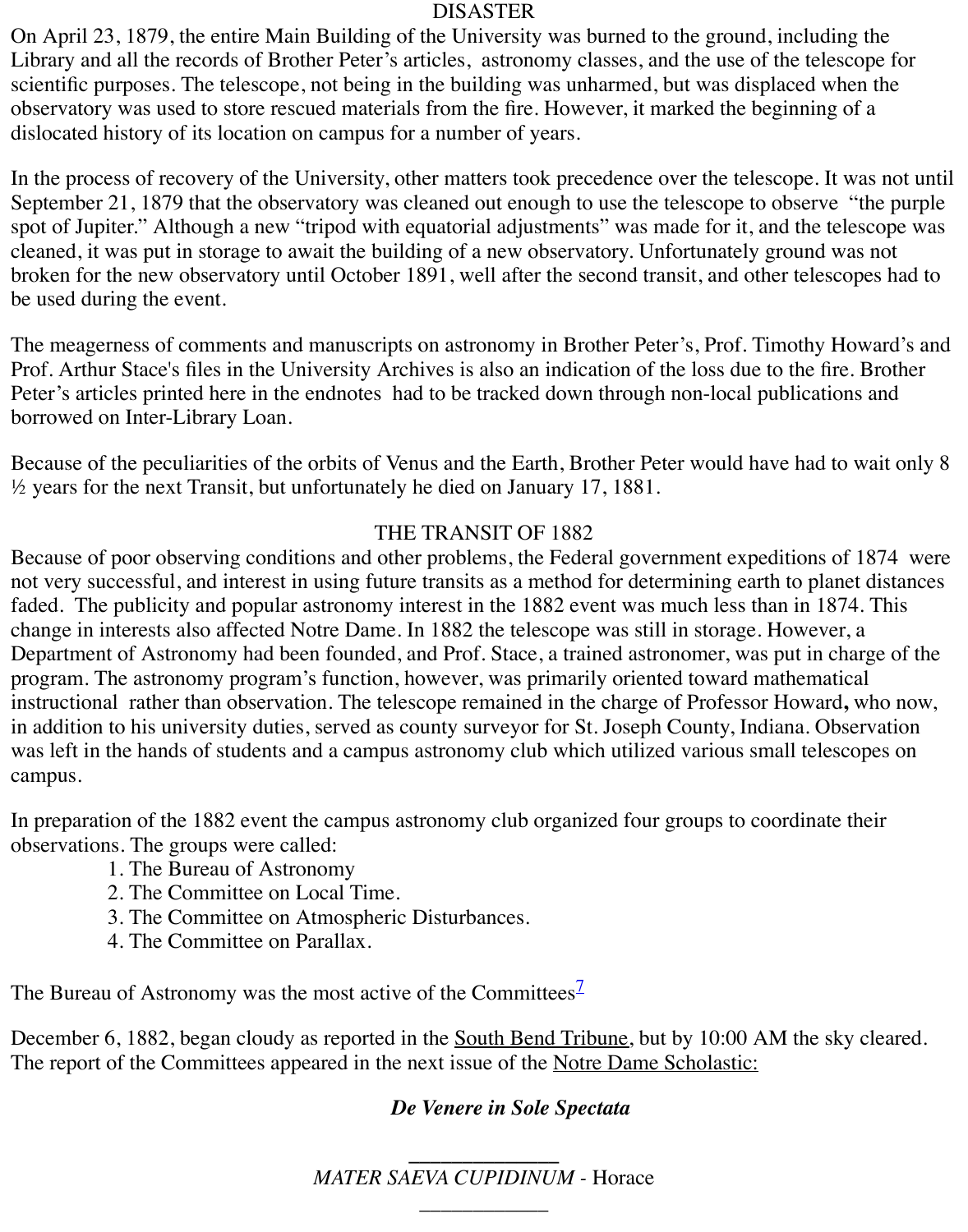## DISASTER

On April 23, 1879, the entire Main Building of the University was burned to the ground, including the Library and all the records of Brother Peter's articles, astronomy classes, and the use of the telescope for scientific purposes. The telescope, not being in the building was unharmed, but was displaced when the observatory was used to store rescued materials from the fire. However, it marked the beginning of a dislocated history of its location on campus for a number of years.

In the process of recovery of the University, other matters took precedence over the telescope. It was not until September 21, 1879 that the observatory was cleaned out enough to use the telescope to observe "the purple spot of Jupiter." Although a new "tripod with equatorial adjustments" was made for it, and the telescope was cleaned, it was put in storage to await the building of a new observatory. Unfortunately ground was not broken for the new observatory until October 1891, well after the second transit, and other telescopes had to be used during the event.

The meagerness of comments and manuscripts on astronomy in Brother Peter's, Prof. Timothy Howard's and Prof. Arthur Stace's files in the University Archives is also an indication of the loss due to the fire. Brother Peter's articles printed here in the endnotes had to be tracked down through non-local publications and borrowed on Inter-Library Loan.

Because of the peculiarities of the orbits of Venus and the Earth, Brother Peter would have had to wait only 8 ½ years for the next Transit, but unfortunately he died on January 17, 1881.

## THE TRANSIT OF 1882

Because of poor observing conditions and other problems, the Federal government expeditions of 1874 were not very successful, and interest in using future transits as a method for determining earth to planet distances faded. The publicity and popular astronomy interest in the 1882 event was much less than in 1874. This change in interests also affected Notre Dame. In 1882 the telescope was still in storage. However, a Department of Astronomy had been founded, and Prof. Stace, a trained astronomer, was put in charge of the program. The astronomy program's function, however, was primarily oriented toward mathematical instructional rather than observation. The telescope remained in the charge of Professor Howard**,** who now, in addition to his university duties, served as county surveyor for St. Joseph County, Indiana. Observation was left in the hands of students and a campus astronomy club which utilized various small telescopes on campus.

In preparation of the 1882 event the campus astronomy club organized four groups to coordinate their observations. The groups were called:

1. The Bureau of Astronomy
2. The Committee on Local Time.
3. The Committee on Atmospheric Disturbances.
4. The Committee on Parallax.

The Bureau of Astronomy was the most active of the Committees[7]

December 6, 1882, began cloudy as reported in the South Bend Tribune, but by 10:00 AM the sky cleared. The report of the Committees appeared in the next issue of the Notre Dame Scholastic:

***De Venere in Sole Spectata***

---

*MATER SAEVA CUPIDINUM* - Horace

---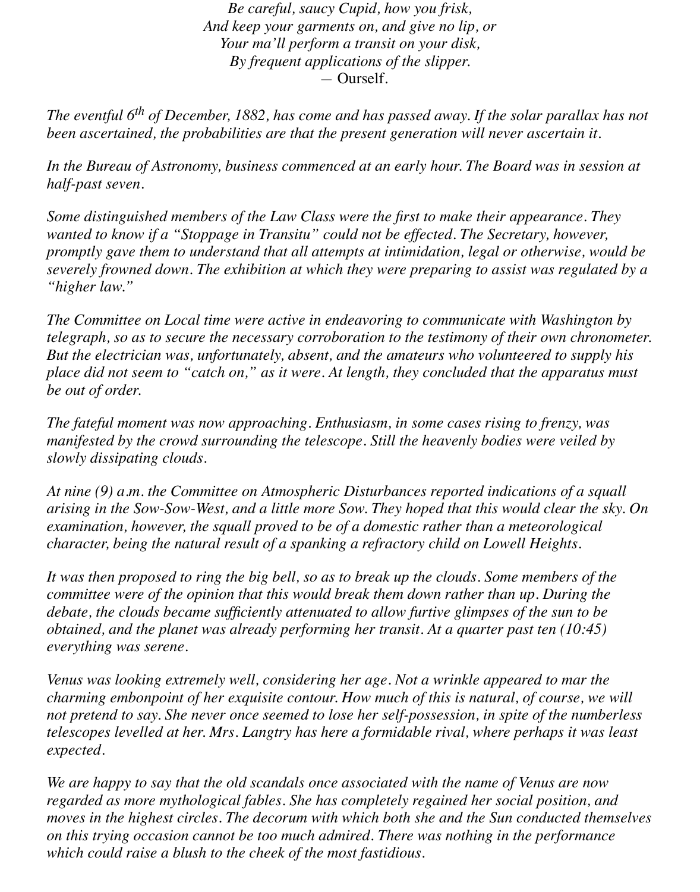*Be careful, saucy Cupid, how you frisk,*
*And keep your garments on, and give no lip, or*
*Your ma'll perform a transit on your disk,*
*By frequent applications of the slipper.*
— Ourself.

*The eventful 6th of December, 1882, has come and has passed away. If the solar parallax has not been ascertained, the probabilities are that the present generation will never ascertain it.*

*In the Bureau of Astronomy, business commenced at an early hour. The Board was in session at half-past seven.*

*Some distinguished members of the Law Class were the first to make their appearance. They wanted to know if a "Stoppage in Transitu" could not be effected. The Secretary, however, promptly gave them to understand that all attempts at intimidation, legal or otherwise, would be severely frowned down. The exhibition at which they were preparing to assist was regulated by a "higher law."*

*The Committee on Local time were active in endeavoring to communicate with Washington by telegraph, so as to secure the necessary corroboration to the testimony of their own chronometer. But the electrician was, unfortunately, absent, and the amateurs who volunteered to supply his place did not seem to "catch on," as it were. At length, they concluded that the apparatus must be out of order.*

*The fateful moment was now approaching. Enthusiasm, in some cases rising to frenzy, was manifested by the crowd surrounding the telescope. Still the heavenly bodies were veiled by slowly dissipating clouds.*

*At nine (9) a.m. the Committee on Atmospheric Disturbances reported indications of a squall arising in the Sow-Sow-West, and a little more Sow. They hoped that this would clear the sky. On examination, however, the squall proved to be of a domestic rather than a meteorological character, being the natural result of a spanking a refractory child on Lowell Heights.*

*It was then proposed to ring the big bell, so as to break up the clouds. Some members of the committee were of the opinion that this would break them down rather than up. During the debate, the clouds became sufficiently attenuated to allow furtive glimpses of the sun to be obtained, and the planet was already performing her transit. At a quarter past ten (10:45) everything was serene.*

*Venus was looking extremely well, considering her age. Not a wrinkle appeared to mar the charming embonpoint of her exquisite contour. How much of this is natural, of course, we will not pretend to say. She never once seemed to lose her self-possession, in spite of the numberless telescopes levelled at her. Mrs. Langtry has here a formidable rival, where perhaps it was least expected.*

*We are happy to say that the old scandals once associated with the name of Venus are now regarded as more mythological fables. She has completely regained her social position, and moves in the highest circles. The decorum with which both she and the Sun conducted themselves on this trying occasion cannot be too much admired. There was nothing in the performance which could raise a blush to the cheek of the most fastidious.*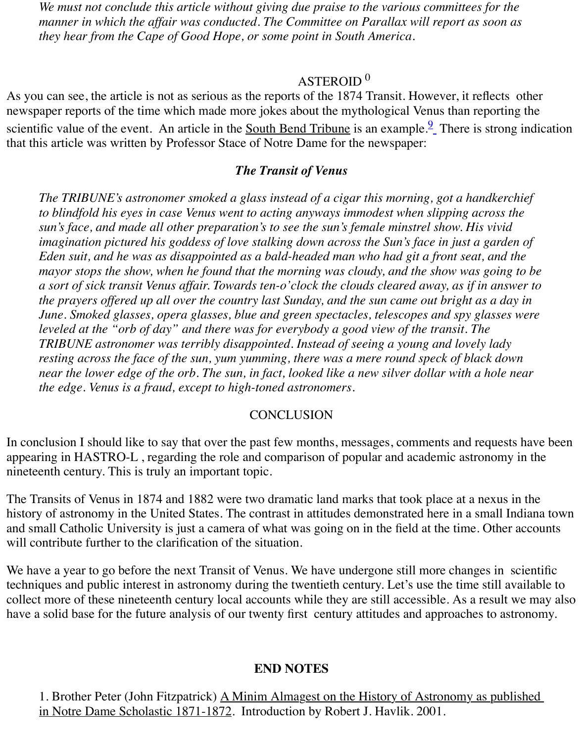*We must not conclude this article without giving due praise to the various committees for the manner in which the affair was conducted. The Committee on Parallax will report as soon as they hear from the Cape of Good Hope, or some point in South America.*

ASTEROID [0]

As you can see, the article is not as serious as the reports of the 1874 Transit. However, it reflects other newspaper reports of the time which made more jokes about the mythological Venus than reporting the scientific value of the event. An article in the South Bend Tribune is an example.[9] There is strong indication that this article was written by Professor Stace of Notre Dame for the newspaper:

***The Transit of Venus***

*The TRIBUNE's astronomer smoked a glass instead of a cigar this morning, got a handkerchief to blindfold his eyes in case Venus went to acting anyways immodest when slipping across the sun's face, and made all other preparation's to see the sun's female minstrel show. His vivid imagination pictured his goddess of love stalking down across the Sun's face in just a garden of Eden suit, and he was as disappointed as a bald-headed man who had git a front seat, and the mayor stops the show, when he found that the morning was cloudy, and the show was going to be a sort of sick transit Venus affair. Towards ten-o'clock the clouds cleared away, as if in answer to the prayers offered up all over the country last Sunday, and the sun came out bright as a day in June. Smoked glasses, opera glasses, blue and green spectacles, telescopes and spy glasses were leveled at the "orb of day" and there was for everybody a good view of the transit. The TRIBUNE astronomer was terribly disappointed. Instead of seeing a young and lovely lady resting across the face of the sun, yum yumming, there was a mere round speck of black down near the lower edge of the orb. The sun, in fact, looked like a new silver dollar with a hole near the edge. Venus is a fraud, except to high-toned astronomers.*

## CONCLUSION

In conclusion I should like to say that over the past few months, messages, comments and requests have been appearing in HASTRO-L , regarding the role and comparison of popular and academic astronomy in the nineteenth century. This is truly an important topic.

The Transits of Venus in 1874 and 1882 were two dramatic land marks that took place at a nexus in the history of astronomy in the United States. The contrast in attitudes demonstrated here in a small Indiana town and small Catholic University is just a camera of what was going on in the field at the time. Other accounts will contribute further to the clarification of the situation.

We have a year to go before the next Transit of Venus. We have undergone still more changes in scientific techniques and public interest in astronomy during the twentieth century. Let's use the time still available to collect more of these nineteenth century local accounts while they are still accessible. As a result we may also have a solid base for the future analysis of our twenty first century attitudes and approaches to astronomy.

## END NOTES

1. Brother Peter (John Fitzpatrick) A Minim Almagest on the History of Astronomy as published in Notre Dame Scholastic 1871-1872. Introduction by Robert J. Havlik. 2001.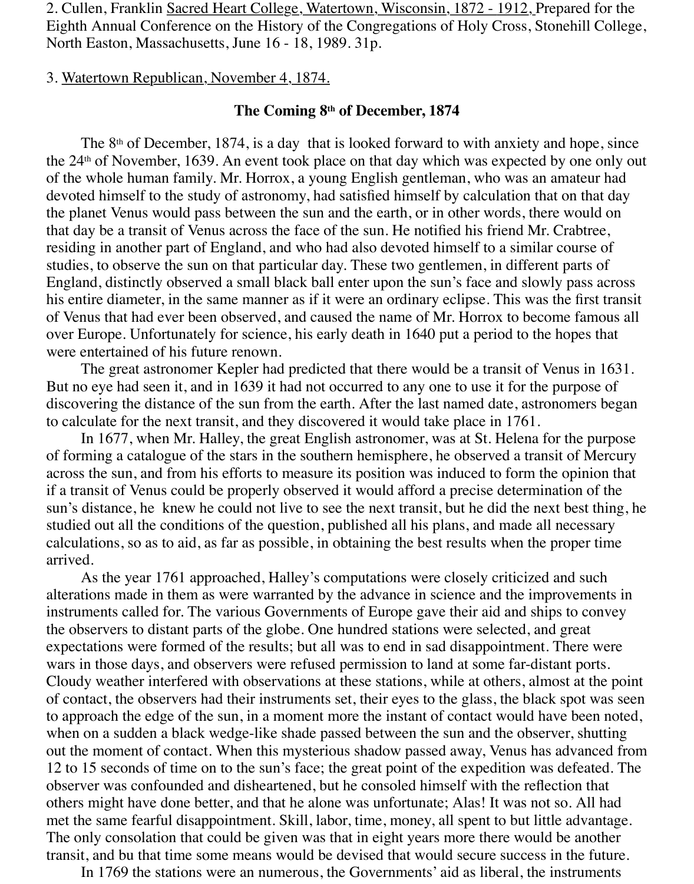2. Cullen, Franklin Sacred Heart College, Watertown, Wisconsin, 1872 - 1912, Prepared for the Eighth Annual Conference on the History of the Congregations of Holy Cross, Stonehill College, North Easton, Massachusetts, June 16 - 18, 1989. 31p.

3. Watertown Republican, November 4, 1874.

## The Coming 8th of December, 1874

The 8th of December, 1874, is a day that is looked forward to with anxiety and hope, since the 24th of November, 1639. An event took place on that day which was expected by one only out of the whole human family. Mr. Horrox, a young English gentleman, who was an amateur had devoted himself to the study of astronomy, had satisfied himself by calculation that on that day the planet Venus would pass between the sun and the earth, or in other words, there would on that day be a transit of Venus across the face of the sun. He notified his friend Mr. Crabtree, residing in another part of England, and who had also devoted himself to a similar course of studies, to observe the sun on that particular day. These two gentlemen, in different parts of England, distinctly observed a small black ball enter upon the sun's face and slowly pass across his entire diameter, in the same manner as if it were an ordinary eclipse. This was the first transit of Venus that had ever been observed, and caused the name of Mr. Horrox to become famous all over Europe. Unfortunately for science, his early death in 1640 put a period to the hopes that were entertained of his future renown.

The great astronomer Kepler had predicted that there would be a transit of Venus in 1631. But no eye had seen it, and in 1639 it had not occurred to any one to use it for the purpose of discovering the distance of the sun from the earth. After the last named date, astronomers began to calculate for the next transit, and they discovered it would take place in 1761.

In 1677, when Mr. Halley, the great English astronomer, was at St. Helena for the purpose of forming a catalogue of the stars in the southern hemisphere, he observed a transit of Mercury across the sun, and from his efforts to measure its position was induced to form the opinion that if a transit of Venus could be properly observed it would afford a precise determination of the sun's distance, he knew he could not live to see the next transit, but he did the next best thing, he studied out all the conditions of the question, published all his plans, and made all necessary calculations, so as to aid, as far as possible, in obtaining the best results when the proper time arrived.

As the year 1761 approached, Halley's computations were closely criticized and such alterations made in them as were warranted by the advance in science and the improvements in instruments called for. The various Governments of Europe gave their aid and ships to convey the observers to distant parts of the globe. One hundred stations were selected, and great expectations were formed of the results; but all was to end in sad disappointment. There were wars in those days, and observers were refused permission to land at some far-distant ports. Cloudy weather interfered with observations at these stations, while at others, almost at the point of contact, the observers had their instruments set, their eyes to the glass, the black spot was seen to approach the edge of the sun, in a moment more the instant of contact would have been noted, when on a sudden a black wedge-like shade passed between the sun and the observer, shutting out the moment of contact. When this mysterious shadow passed away, Venus has advanced from 12 to 15 seconds of time on to the sun's face; the great point of the expedition was defeated. The observer was confounded and disheartened, but he consoled himself with the reflection that others might have done better, and that he alone was unfortunate; Alas! It was not so. All had met the same fearful disappointment. Skill, labor, time, money, all spent to but little advantage. The only consolation that could be given was that in eight years more there would be another transit, and bu that time some means would be devised that would secure success in the future.

In 1769 the stations were an numerous, the Governments' aid as liberal, the instruments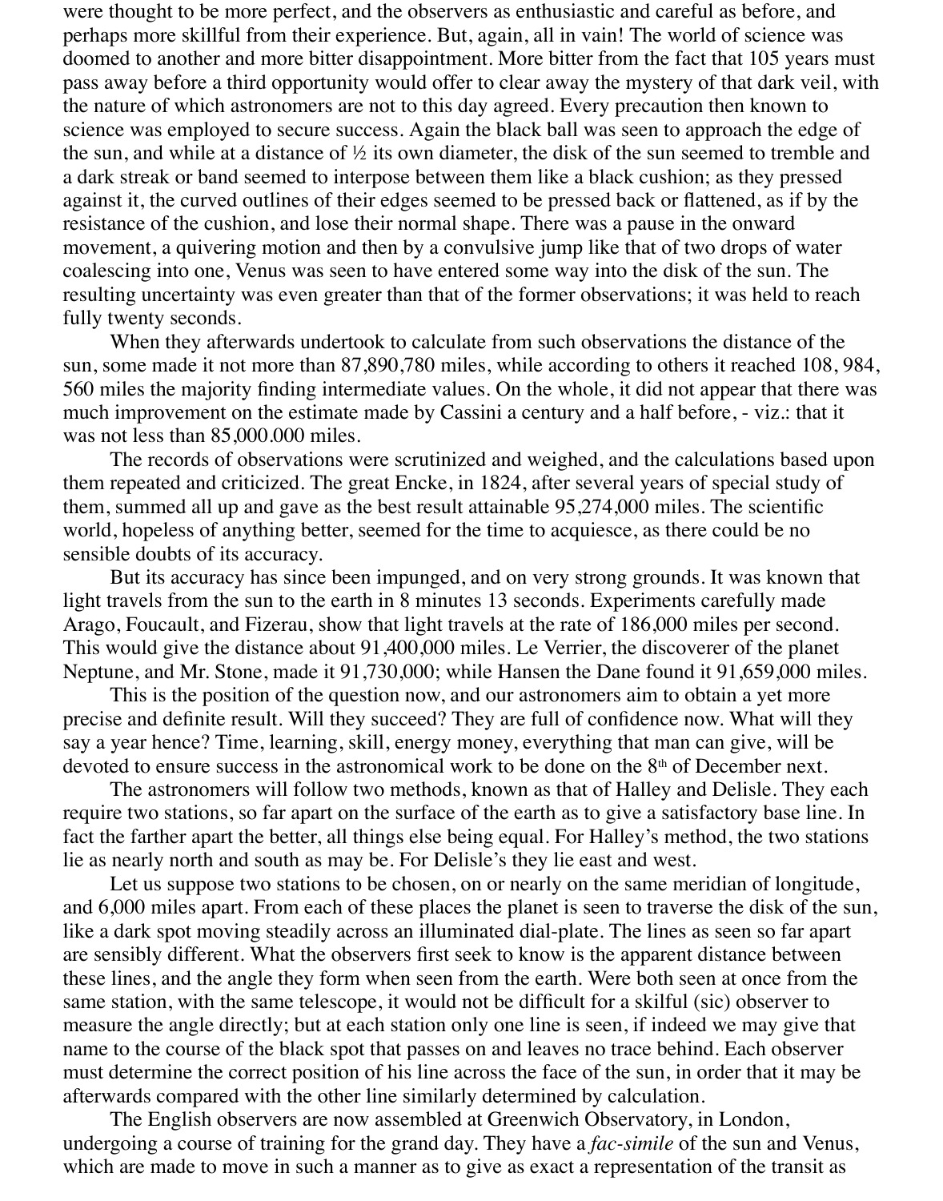were thought to be more perfect, and the observers as enthusiastic and careful as before, and perhaps more skillful from their experience. But, again, all in vain! The world of science was doomed to another and more bitter disappointment. More bitter from the fact that 105 years must pass away before a third opportunity would offer to clear away the mystery of that dark veil, with the nature of which astronomers are not to this day agreed. Every precaution then known to science was employed to secure success. Again the black ball was seen to approach the edge of the sun, and while at a distance of ½ its own diameter, the disk of the sun seemed to tremble and a dark streak or band seemed to interpose between them like a black cushion; as they pressed against it, the curved outlines of their edges seemed to be pressed back or flattened, as if by the resistance of the cushion, and lose their normal shape. There was a pause in the onward movement, a quivering motion and then by a convulsive jump like that of two drops of water coalescing into one, Venus was seen to have entered some way into the disk of the sun. The resulting uncertainty was even greater than that of the former observations; it was held to reach fully twenty seconds.

When they afterwards undertook to calculate from such observations the distance of the sun, some made it not more than 87,890,780 miles, while according to others it reached 108, 984, 560 miles the majority finding intermediate values. On the whole, it did not appear that there was much improvement on the estimate made by Cassini a century and a half before, - viz.: that it was not less than 85,000.000 miles.

The records of observations were scrutinized and weighed, and the calculations based upon them repeated and criticized. The great Encke, in 1824, after several years of special study of them, summed all up and gave as the best result attainable 95,274,000 miles. The scientific world, hopeless of anything better, seemed for the time to acquiesce, as there could be no sensible doubts of its accuracy.

But its accuracy has since been impunged, and on very strong grounds. It was known that light travels from the sun to the earth in 8 minutes 13 seconds. Experiments carefully made Arago, Foucault, and Fizerau, show that light travels at the rate of 186,000 miles per second. This would give the distance about 91,400,000 miles. Le Verrier, the discoverer of the planet Neptune, and Mr. Stone, made it 91,730,000; while Hansen the Dane found it 91,659,000 miles.

This is the position of the question now, and our astronomers aim to obtain a yet more precise and definite result. Will they succeed? They are full of confidence now. What will they say a year hence? Time, learning, skill, energy money, everything that man can give, will be devoted to ensure success in the astronomical work to be done on the 8th of December next.

The astronomers will follow two methods, known as that of Halley and Delisle. They each require two stations, so far apart on the surface of the earth as to give a satisfactory base line. In fact the farther apart the better, all things else being equal. For Halley's method, the two stations lie as nearly north and south as may be. For Delisle's they lie east and west.

Let us suppose two stations to be chosen, on or nearly on the same meridian of longitude, and 6,000 miles apart. From each of these places the planet is seen to traverse the disk of the sun, like a dark spot moving steadily across an illuminated dial-plate. The lines as seen so far apart are sensibly different. What the observers first seek to know is the apparent distance between these lines, and the angle they form when seen from the earth. Were both seen at once from the same station, with the same telescope, it would not be difficult for a skilful (sic) observer to measure the angle directly; but at each station only one line is seen, if indeed we may give that name to the course of the black spot that passes on and leaves no trace behind. Each observer must determine the correct position of his line across the face of the sun, in order that it may be afterwards compared with the other line similarly determined by calculation.

The English observers are now assembled at Greenwich Observatory, in London, undergoing a course of training for the grand day. They have a *fac-simile* of the sun and Venus, which are made to move in such a manner as to give as exact a representation of the transit as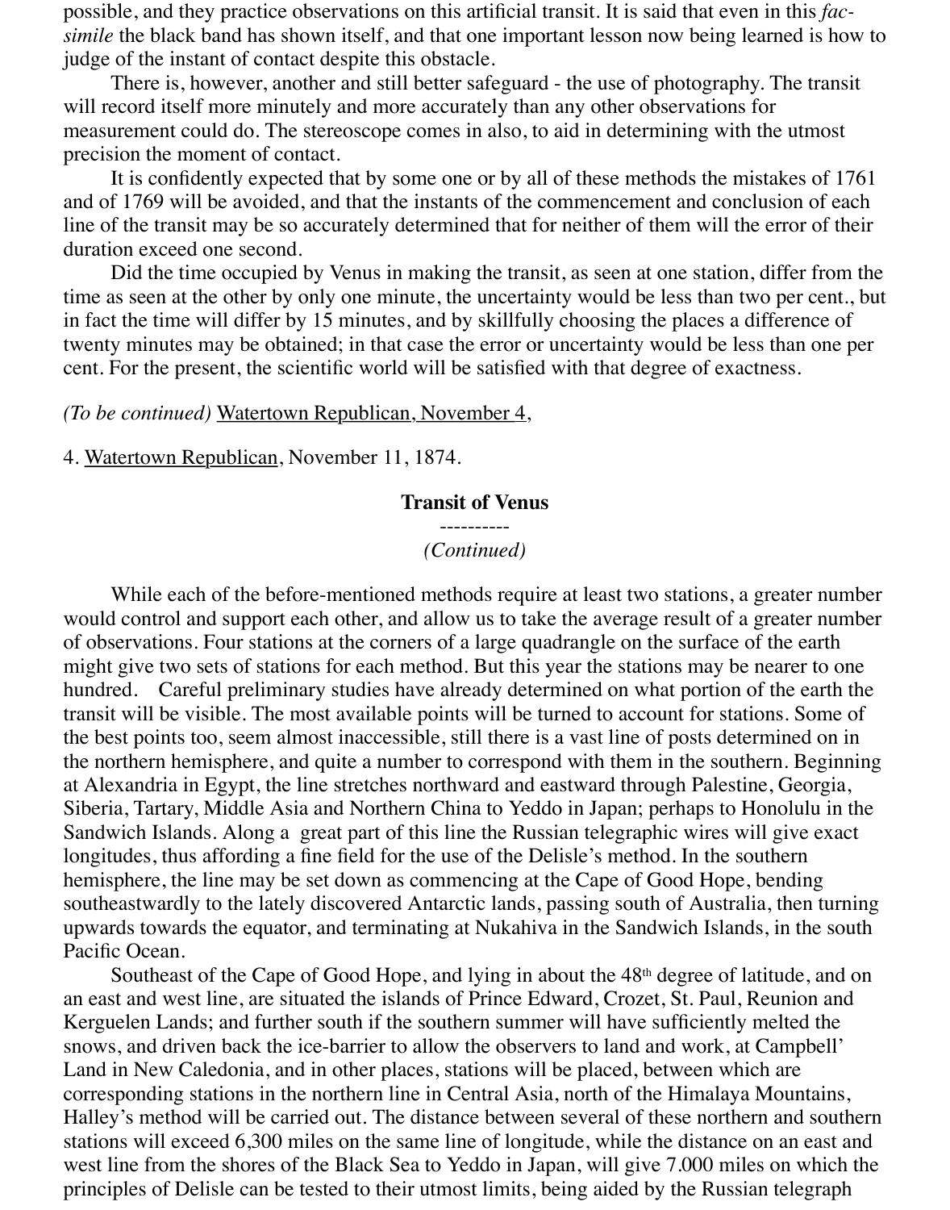possible, and they practice observations on this artificial transit. It is said that even in this *fac-simile* the black band has shown itself, and that one important lesson now being learned is how to judge of the instant of contact despite this obstacle.

There is, however, another and still better safeguard - the use of photography. The transit will record itself more minutely and more accurately than any other observations for measurement could do. The stereoscope comes in also, to aid in determining with the utmost precision the moment of contact.

It is confidently expected that by some one or by all of these methods the mistakes of 1761 and of 1769 will be avoided, and that the instants of the commencement and conclusion of each line of the transit may be so accurately determined that for neither of them will the error of their duration exceed one second.

Did the time occupied by Venus in making the transit, as seen at one station, differ from the time as seen at the other by only one minute, the uncertainty would be less than two per cent., but in fact the time will differ by 15 minutes, and by skillfully choosing the places a difference of twenty minutes may be obtained; in that case the error or uncertainty would be less than one per cent. For the present, the scientific world will be satisfied with that degree of exactness.

*(To be continued)* Watertown Republican, November 4,

4. Watertown Republican, November 11, 1874.

**Transit of Venus**

----------

*(Continued)*

While each of the before-mentioned methods require at least two stations, a greater number would control and support each other, and allow us to take the average result of a greater number of observations. Four stations at the corners of a large quadrangle on the surface of the earth might give two sets of stations for each method. But this year the stations may be nearer to one hundred. Careful preliminary studies have already determined on what portion of the earth the transit will be visible. The most available points will be turned to account for stations. Some of the best points too, seem almost inaccessible, still there is a vast line of posts determined on in the northern hemisphere, and quite a number to correspond with them in the southern. Beginning at Alexandria in Egypt, the line stretches northward and eastward through Palestine, Georgia, Siberia, Tartary, Middle Asia and Northern China to Yeddo in Japan; perhaps to Honolulu in the Sandwich Islands. Along a great part of this line the Russian telegraphic wires will give exact longitudes, thus affording a fine field for the use of the Delisle's method. In the southern hemisphere, the line may be set down as commencing at the Cape of Good Hope, bending southeastwardly to the lately discovered Antarctic lands, passing south of Australia, then turning upwards towards the equator, and terminating at Nukahiva in the Sandwich Islands, in the south Pacific Ocean.

Southeast of the Cape of Good Hope, and lying in about the 48th degree of latitude, and on an east and west line, are situated the islands of Prince Edward, Crozet, St. Paul, Reunion and Kerguelen Lands; and further south if the southern summer will have sufficiently melted the snows, and driven back the ice-barrier to allow the observers to land and work, at Campbell' Land in New Caledonia, and in other places, stations will be placed, between which are corresponding stations in the northern line in Central Asia, north of the Himalaya Mountains, Halley's method will be carried out. The distance between several of these northern and southern stations will exceed 6,300 miles on the same line of longitude, while the distance on an east and west line from the shores of the Black Sea to Yeddo in Japan, will give 7.000 miles on which the principles of Delisle can be tested to their utmost limits, being aided by the Russian telegraph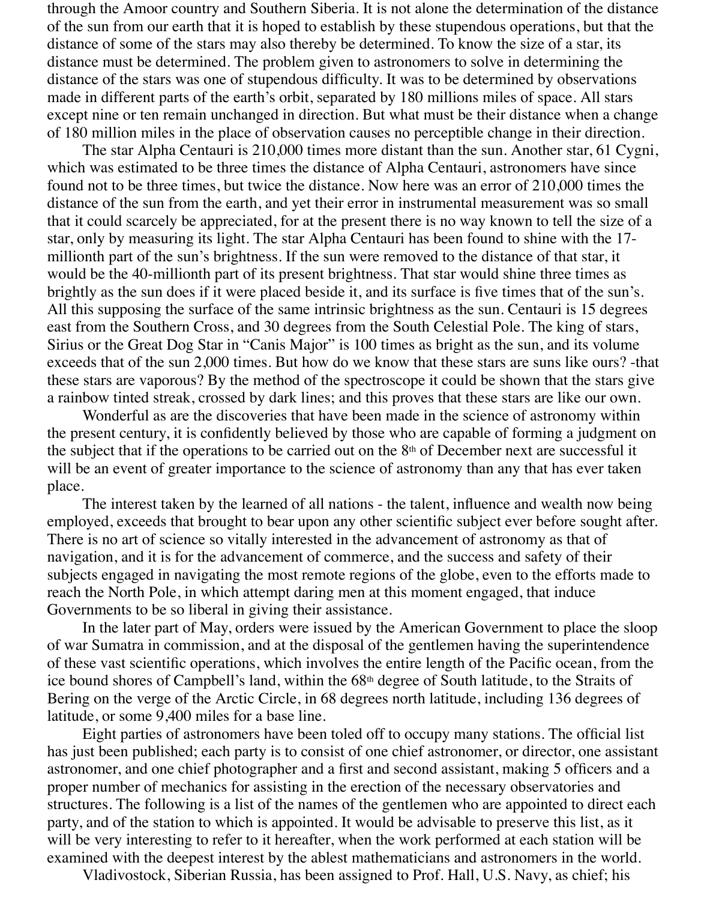through the Amoor country and Southern Siberia. It is not alone the determination of the distance of the sun from our earth that it is hoped to establish by these stupendous operations, but that the distance of some of the stars may also thereby be determined. To know the size of a star, its distance must be determined. The problem given to astronomers to solve in determining the distance of the stars was one of stupendous difficulty. It was to be determined by observations made in different parts of the earth's orbit, separated by 180 millions miles of space. All stars except nine or ten remain unchanged in direction. But what must be their distance when a change of 180 million miles in the place of observation causes no perceptible change in their direction.

The star Alpha Centauri is 210,000 times more distant than the sun. Another star, 61 Cygni, which was estimated to be three times the distance of Alpha Centauri, astronomers have since found not to be three times, but twice the distance. Now here was an error of 210,000 times the distance of the sun from the earth, and yet their error in instrumental measurement was so small that it could scarcely be appreciated, for at the present there is no way known to tell the size of a star, only by measuring its light. The star Alpha Centauri has been found to shine with the 17-millionth part of the sun's brightness. If the sun were removed to the distance of that star, it would be the 40-millionth part of its present brightness. That star would shine three times as brightly as the sun does if it were placed beside it, and its surface is five times that of the sun's. All this supposing the surface of the same intrinsic brightness as the sun. Centauri is 15 degrees east from the Southern Cross, and 30 degrees from the South Celestial Pole. The king of stars, Sirius or the Great Dog Star in "Canis Major" is 100 times as bright as the sun, and its volume exceeds that of the sun 2,000 times. But how do we know that these stars are suns like ours? -that these stars are vaporous? By the method of the spectroscope it could be shown that the stars give a rainbow tinted streak, crossed by dark lines; and this proves that these stars are like our own.

Wonderful as are the discoveries that have been made in the science of astronomy within the present century, it is confidently believed by those who are capable of forming a judgment on the subject that if the operations to be carried out on the 8th of December next are successful it will be an event of greater importance to the science of astronomy than any that has ever taken place.

The interest taken by the learned of all nations - the talent, influence and wealth now being employed, exceeds that brought to bear upon any other scientific subject ever before sought after. There is no art of science so vitally interested in the advancement of astronomy as that of navigation, and it is for the advancement of commerce, and the success and safety of their subjects engaged in navigating the most remote regions of the globe, even to the efforts made to reach the North Pole, in which attempt daring men at this moment engaged, that induce Governments to be so liberal in giving their assistance.

In the later part of May, orders were issued by the American Government to place the sloop of war Sumatra in commission, and at the disposal of the gentlemen having the superintendence of these vast scientific operations, which involves the entire length of the Pacific ocean, from the ice bound shores of Campbell's land, within the 68th degree of South latitude, to the Straits of Bering on the verge of the Arctic Circle, in 68 degrees north latitude, including 136 degrees of latitude, or some 9,400 miles for a base line.

Eight parties of astronomers have been toled off to occupy many stations. The official list has just been published; each party is to consist of one chief astronomer, or director, one assistant astronomer, and one chief photographer and a first and second assistant, making 5 officers and a proper number of mechanics for assisting in the erection of the necessary observatories and structures. The following is a list of the names of the gentlemen who are appointed to direct each party, and of the station to which is appointed. It would be advisable to preserve this list, as it will be very interesting to refer to it hereafter, when the work performed at each station will be examined with the deepest interest by the ablest mathematicians and astronomers in the world.

Vladivostock, Siberian Russia, has been assigned to Prof. Hall, U.S. Navy, as chief; his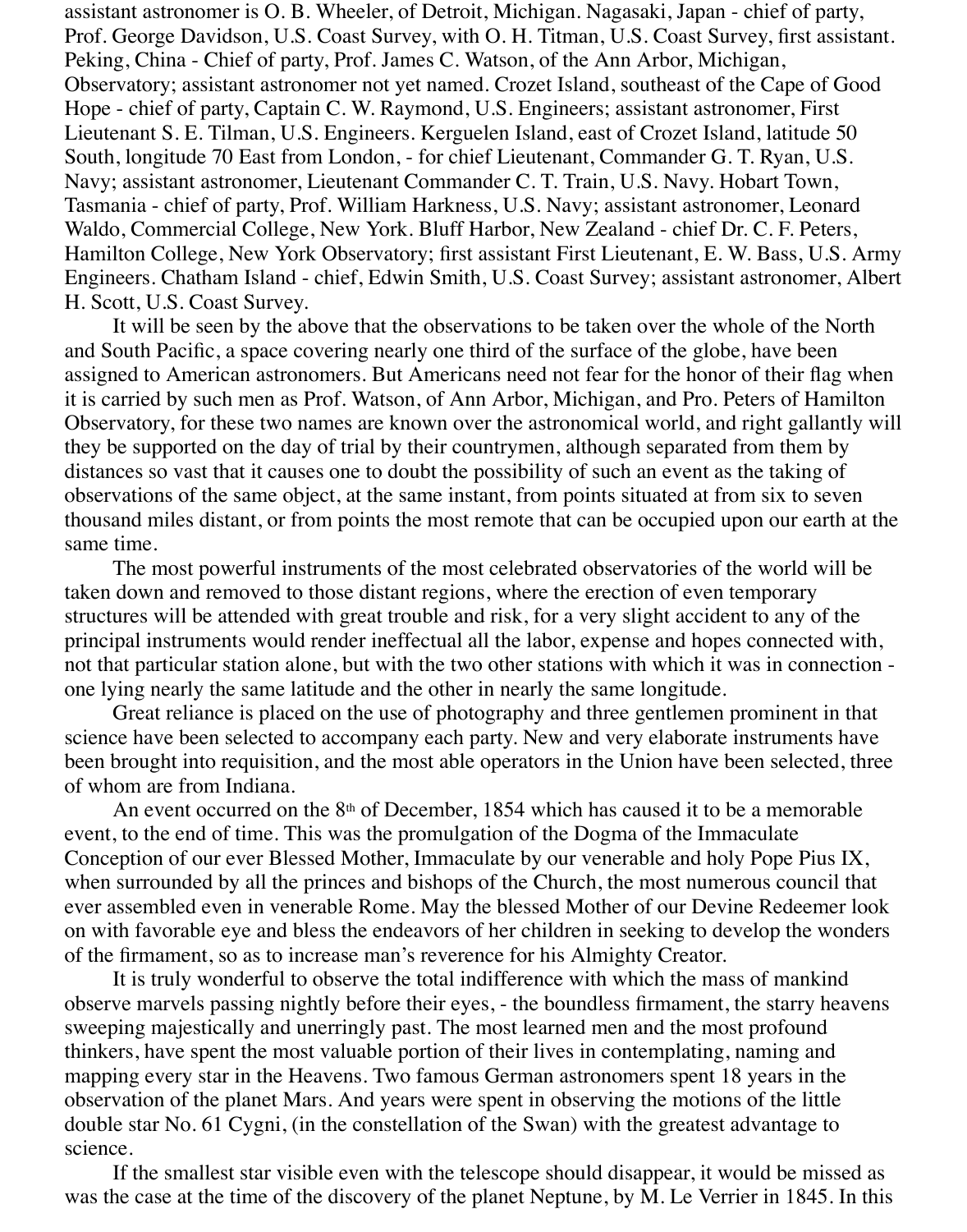assistant astronomer is O. B. Wheeler, of Detroit, Michigan. Nagasaki, Japan - chief of party, Prof. George Davidson, U.S. Coast Survey, with O. H. Titman, U.S. Coast Survey, first assistant. Peking, China - Chief of party, Prof. James C. Watson, of the Ann Arbor, Michigan, Observatory; assistant astronomer not yet named. Crozet Island, southeast of the Cape of Good Hope - chief of party, Captain C. W. Raymond, U.S. Engineers; assistant astronomer, First Lieutenant S. E. Tilman, U.S. Engineers. Kerguelen Island, east of Crozet Island, latitude 50 South, longitude 70 East from London, - for chief Lieutenant, Commander G. T. Ryan, U.S. Navy; assistant astronomer, Lieutenant Commander C. T. Train, U.S. Navy. Hobart Town, Tasmania - chief of party, Prof. William Harkness, U.S. Navy; assistant astronomer, Leonard Waldo, Commercial College, New York. Bluff Harbor, New Zealand - chief Dr. C. F. Peters, Hamilton College, New York Observatory; first assistant First Lieutenant, E. W. Bass, U.S. Army Engineers. Chatham Island - chief, Edwin Smith, U.S. Coast Survey; assistant astronomer, Albert H. Scott, U.S. Coast Survey.

It will be seen by the above that the observations to be taken over the whole of the North and South Pacific, a space covering nearly one third of the surface of the globe, have been assigned to American astronomers. But Americans need not fear for the honor of their flag when it is carried by such men as Prof. Watson, of Ann Arbor, Michigan, and Pro. Peters of Hamilton Observatory, for these two names are known over the astronomical world, and right gallantly will they be supported on the day of trial by their countrymen, although separated from them by distances so vast that it causes one to doubt the possibility of such an event as the taking of observations of the same object, at the same instant, from points situated at from six to seven thousand miles distant, or from points the most remote that can be occupied upon our earth at the same time.

The most powerful instruments of the most celebrated observatories of the world will be taken down and removed to those distant regions, where the erection of even temporary structures will be attended with great trouble and risk, for a very slight accident to any of the principal instruments would render ineffectual all the labor, expense and hopes connected with, not that particular station alone, but with the two other stations with which it was in connection - one lying nearly the same latitude and the other in nearly the same longitude.

Great reliance is placed on the use of photography and three gentlemen prominent in that science have been selected to accompany each party. New and very elaborate instruments have been brought into requisition, and the most able operators in the Union have been selected, three of whom are from Indiana.

An event occurred on the 8th of December, 1854 which has caused it to be a memorable event, to the end of time. This was the promulgation of the Dogma of the Immaculate Conception of our ever Blessed Mother, Immaculate by our venerable and holy Pope Pius IX, when surrounded by all the princes and bishops of the Church, the most numerous council that ever assembled even in venerable Rome. May the blessed Mother of our Devine Redeemer look on with favorable eye and bless the endeavors of her children in seeking to develop the wonders of the firmament, so as to increase man's reverence for his Almighty Creator.

It is truly wonderful to observe the total indifference with which the mass of mankind observe marvels passing nightly before their eyes, - the boundless firmament, the starry heavens sweeping majestically and unerringly past. The most learned men and the most profound thinkers, have spent the most valuable portion of their lives in contemplating, naming and mapping every star in the Heavens. Two famous German astronomers spent 18 years in the observation of the planet Mars. And years were spent in observing the motions of the little double star No. 61 Cygni, (in the constellation of the Swan) with the greatest advantage to science.

If the smallest star visible even with the telescope should disappear, it would be missed as was the case at the time of the discovery of the planet Neptune, by M. Le Verrier in 1845. In this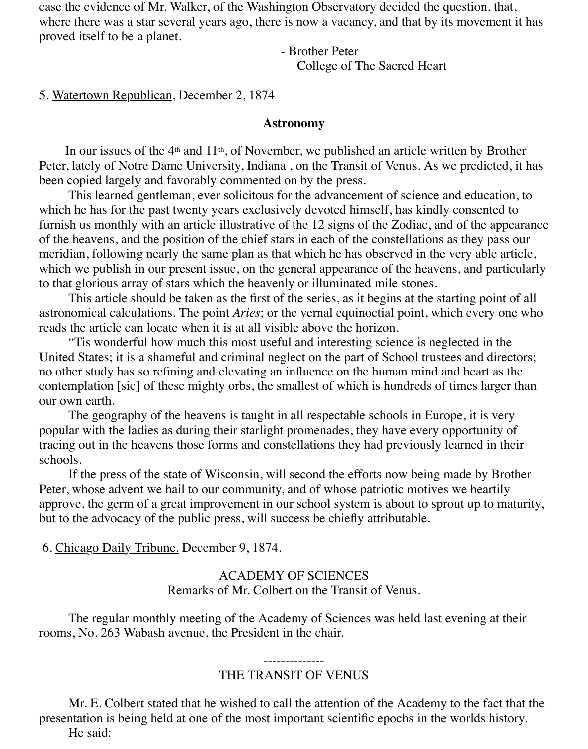case the evidence of Mr. Walker, of the Washington Observatory decided the question, that, where there was a star several years ago, there is now a vacancy, and that by its movement it has proved itself to be a planet.

- Brother Peter
College of The Sacred Heart

5. Watertown Republican, December 2, 1874

**Astronomy**

In our issues of the 4th and 11th, of November, we published an article written by Brother Peter, lately of Notre Dame University, Indiana , on the Transit of Venus. As we predicted, it has been copied largely and favorably commented on by the press.

This learned gentleman, ever solicitous for the advancement of science and education, to which he has for the past twenty years exclusively devoted himself, has kindly consented to furnish us monthly with an article illustrative of the 12 signs of the Zodiac, and of the appearance of the heavens, and the position of the chief stars in each of the constellations as they pass our meridian, following nearly the same plan as that which he has observed in the very able article, which we publish in our present issue, on the general appearance of the heavens, and particularly to that glorious array of stars which the heavenly or illuminated mile stones.

This article should be taken as the first of the series, as it begins at the starting point of all astronomical calculations. The point *Aries*; or the vernal equinoctial point, which every one who reads the article can locate when it is at all visible above the horizon.

"Tis wonderful how much this most useful and interesting science is neglected in the United States; it is a shameful and criminal neglect on the part of School trustees and directors; no other study has so refining and elevating an influence on the human mind and heart as the contemplation [sic] of these mighty orbs, the smallest of which is hundreds of times larger than our own earth.

The geography of the heavens is taught in all respectable schools in Europe, it is very popular with the ladies as during their starlight promenades, they have every opportunity of tracing out in the heavens those forms and constellations they had previously learned in their schools.

If the press of the state of Wisconsin, will second the efforts now being made by Brother Peter, whose advent we hail to our community, and of whose patriotic motives we heartily approve, the germ of a great improvement in our school system is about to sprout up to maturity, but to the advocacy of the public press, will success be chiefly attributable.

6. Chicago Daily Tribune. December 9, 1874.

ACADEMY OF SCIENCES
Remarks of Mr. Colbert on the Transit of Venus.

The regular monthly meeting of the Academy of Sciences was held last evening at their rooms, No. 263 Wabash avenue, the President in the chair.

--------------

THE TRANSIT OF VENUS

Mr. E. Colbert stated that he wished to call the attention of the Academy to the fact that the presentation is being held at one of the most important scientific epochs in the worlds history.

He said: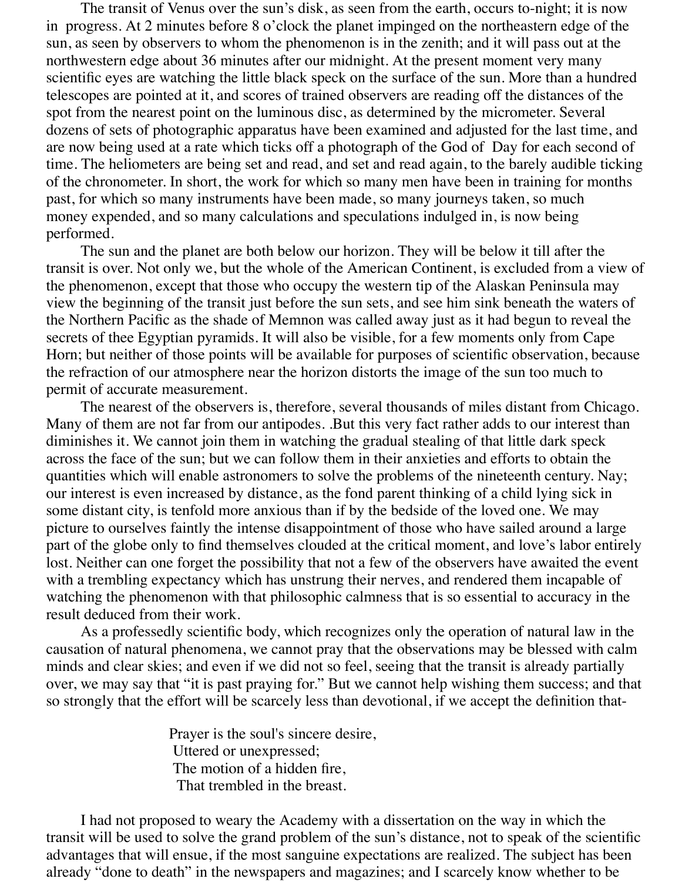The transit of Venus over the sun's disk, as seen from the earth, occurs to-night; it is now in progress. At 2 minutes before 8 o'clock the planet impinged on the northeastern edge of the sun, as seen by observers to whom the phenomenon is in the zenith; and it will pass out at the northwestern edge about 36 minutes after our midnight. At the present moment very many scientific eyes are watching the little black speck on the surface of the sun. More than a hundred telescopes are pointed at it, and scores of trained observers are reading off the distances of the spot from the nearest point on the luminous disc, as determined by the micrometer. Several dozens of sets of photographic apparatus have been examined and adjusted for the last time, and are now being used at a rate which ticks off a photograph of the God of Day for each second of time. The heliometers are being set and read, and set and read again, to the barely audible ticking of the chronometer. In short, the work for which so many men have been in training for months past, for which so many instruments have been made, so many journeys taken, so much money expended, and so many calculations and speculations indulged in, is now being performed.

The sun and the planet are both below our horizon. They will be below it till after the transit is over. Not only we, but the whole of the American Continent, is excluded from a view of the phenomenon, except that those who occupy the western tip of the Alaskan Peninsula may view the beginning of the transit just before the sun sets, and see him sink beneath the waters of the Northern Pacific as the shade of Memnon was called away just as it had begun to reveal the secrets of thee Egyptian pyramids. It will also be visible, for a few moments only from Cape Horn; but neither of those points will be available for purposes of scientific observation, because the refraction of our atmosphere near the horizon distorts the image of the sun too much to permit of accurate measurement.

The nearest of the observers is, therefore, several thousands of miles distant from Chicago. Many of them are not far from our antipodes. .But this very fact rather adds to our interest than diminishes it. We cannot join them in watching the gradual stealing of that little dark speck across the face of the sun; but we can follow them in their anxieties and efforts to obtain the quantities which will enable astronomers to solve the problems of the nineteenth century. Nay; our interest is even increased by distance, as the fond parent thinking of a child lying sick in some distant city, is tenfold more anxious than if by the bedside of the loved one. We may picture to ourselves faintly the intense disappointment of those who have sailed around a large part of the globe only to find themselves clouded at the critical moment, and love's labor entirely lost. Neither can one forget the possibility that not a few of the observers have awaited the event with a trembling expectancy which has unstrung their nerves, and rendered them incapable of watching the phenomenon with that philosophic calmness that is so essential to accuracy in the result deduced from their work.

As a professedly scientific body, which recognizes only the operation of natural law in the causation of natural phenomena, we cannot pray that the observations may be blessed with calm minds and clear skies; and even if we did not so feel, seeing that the transit is already partially over, we may say that "it is past praying for." But we cannot help wishing them success; and that so strongly that the effort will be scarcely less than devotional, if we accept the definition that-

> Prayer is the soul's sincere desire,
> Uttered or unexpressed;
> The motion of a hidden fire,
> That trembled in the breast.

I had not proposed to weary the Academy with a dissertation on the way in which the transit will be used to solve the grand problem of the sun's distance, not to speak of the scientific advantages that will ensue, if the most sanguine expectations are realized. The subject has been already "done to death" in the newspapers and magazines; and I scarcely know whether to be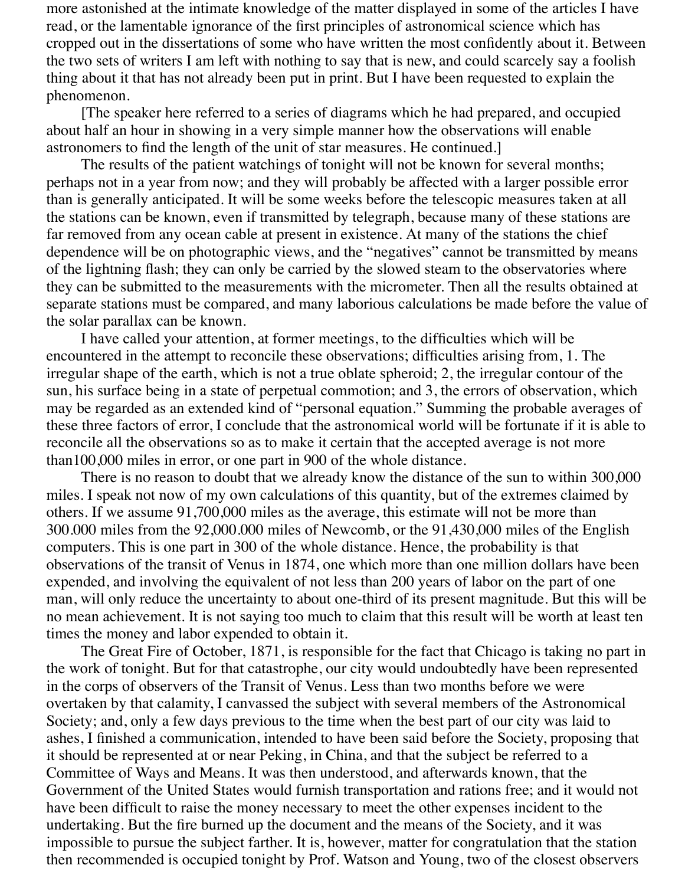more astonished at the intimate knowledge of the matter displayed in some of the articles I have read, or the lamentable ignorance of the first principles of astronomical science which has cropped out in the dissertations of some who have written the most confidently about it. Between the two sets of writers I am left with nothing to say that is new, and could scarcely say a foolish thing about it that has not already been put in print. But I have been requested to explain the phenomenon.

[The speaker here referred to a series of diagrams which he had prepared, and occupied about half an hour in showing in a very simple manner how the observations will enable astronomers to find the length of the unit of star measures. He continued.]

The results of the patient watchings of tonight will not be known for several months; perhaps not in a year from now; and they will probably be affected with a larger possible error than is generally anticipated. It will be some weeks before the telescopic measures taken at all the stations can be known, even if transmitted by telegraph, because many of these stations are far removed from any ocean cable at present in existence. At many of the stations the chief dependence will be on photographic views, and the "negatives" cannot be transmitted by means of the lightning flash; they can only be carried by the slowed steam to the observatories where they can be submitted to the measurements with the micrometer. Then all the results obtained at separate stations must be compared, and many laborious calculations be made before the value of the solar parallax can be known.

I have called your attention, at former meetings, to the difficulties which will be encountered in the attempt to reconcile these observations; difficulties arising from, 1. The irregular shape of the earth, which is not a true oblate spheroid; 2, the irregular contour of the sun, his surface being in a state of perpetual commotion; and 3, the errors of observation, which may be regarded as an extended kind of "personal equation." Summing the probable averages of these three factors of error, I conclude that the astronomical world will be fortunate if it is able to reconcile all the observations so as to make it certain that the accepted average is not more than100,000 miles in error, or one part in 900 of the whole distance.

There is no reason to doubt that we already know the distance of the sun to within 300,000 miles. I speak not now of my own calculations of this quantity, but of the extremes claimed by others. If we assume 91,700,000 miles as the average, this estimate will not be more than 300.000 miles from the 92,000.000 miles of Newcomb, or the 91,430,000 miles of the English computers. This is one part in 300 of the whole distance. Hence, the probability is that observations of the transit of Venus in 1874, one which more than one million dollars have been expended, and involving the equivalent of not less than 200 years of labor on the part of one man, will only reduce the uncertainty to about one-third of its present magnitude. But this will be no mean achievement. It is not saying too much to claim that this result will be worth at least ten times the money and labor expended to obtain it.

The Great Fire of October, 1871, is responsible for the fact that Chicago is taking no part in the work of tonight. But for that catastrophe, our city would undoubtedly have been represented in the corps of observers of the Transit of Venus. Less than two months before we were overtaken by that calamity, I canvassed the subject with several members of the Astronomical Society; and, only a few days previous to the time when the best part of our city was laid to ashes, I finished a communication, intended to have been said before the Society, proposing that it should be represented at or near Peking, in China, and that the subject be referred to a Committee of Ways and Means. It was then understood, and afterwards known, that the Government of the United States would furnish transportation and rations free; and it would not have been difficult to raise the money necessary to meet the other expenses incident to the undertaking. But the fire burned up the document and the means of the Society, and it was impossible to pursue the subject farther. It is, however, matter for congratulation that the station then recommended is occupied tonight by Prof. Watson and Young, two of the closest observers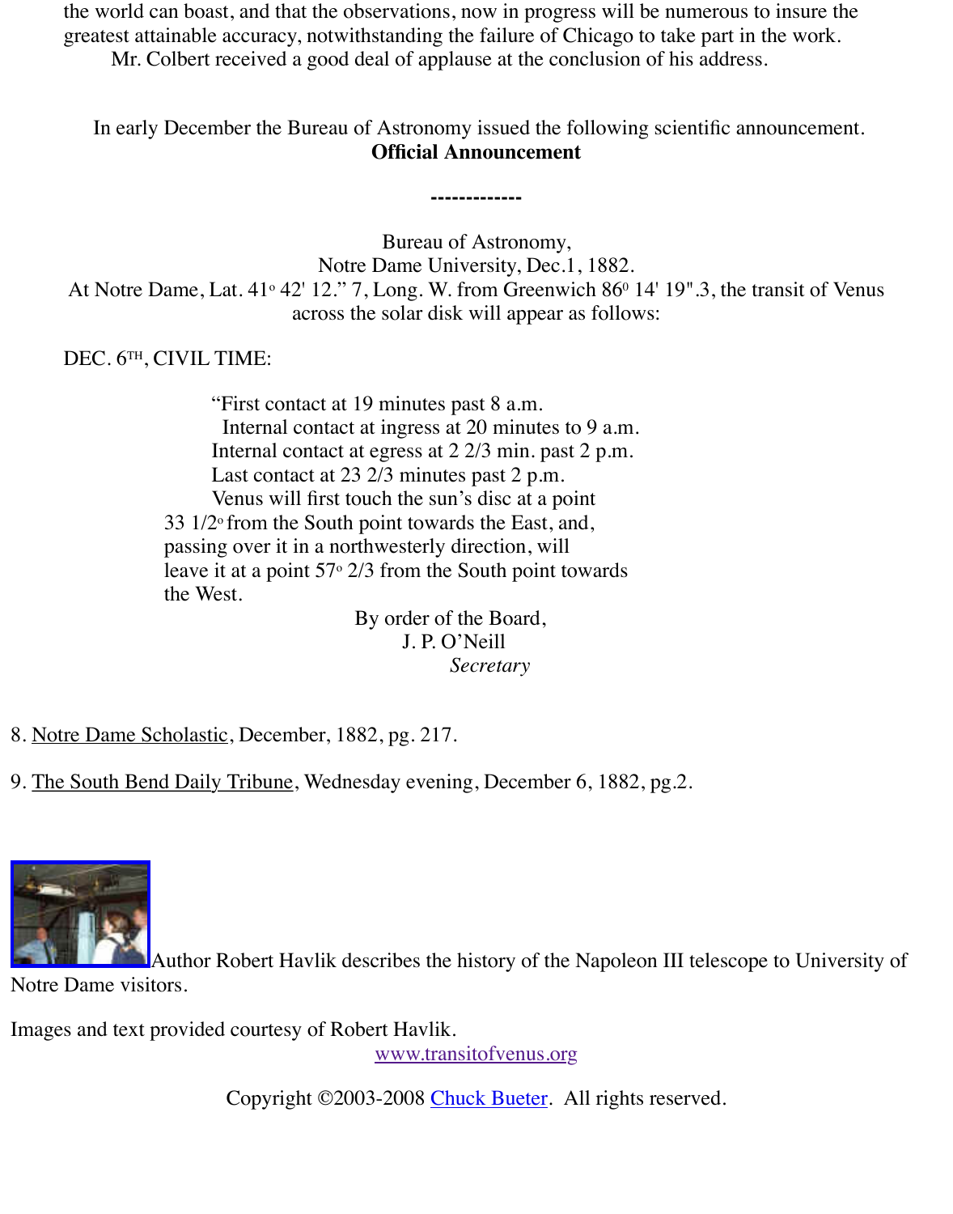the world can boast, and that the observations, now in progress will be numerous to insure the greatest attainable accuracy, notwithstanding the failure of Chicago to take part in the work.

Mr. Colbert received a good deal of applause at the conclusion of his address.

In early December the Bureau of Astronomy issued the following scientific announcement.

**Official Announcement**

**-------------**

Bureau of Astronomy,
Notre Dame University, Dec.1, 1882.

At Notre Dame, Lat. 41° 42' 12." 7, Long. W. from Greenwich 86° 14' 19".3, the transit of Venus across the solar disk will appear as follows:

DEC. 6TH, CIVIL TIME:

"First contact at 19 minutes past 8 a.m.
Internal contact at ingress at 20 minutes to 9 a.m.
Internal contact at egress at 2 2/3 min. past 2 p.m.
Last contact at 23 2/3 minutes past 2 p.m.
Venus will first touch the sun's disc at a point 33 1/2° from the South point towards the East, and, passing over it in a northwesterly direction, will leave it at a point 57° 2/3 from the South point towards the West.

By order of the Board,
J. P. O'Neill
*Secretary*

8. Notre Dame Scholastic, December, 1882, pg. 217.

9. The South Bend Daily Tribune, Wednesday evening, December 6, 1882, pg.2.

Author Robert Havlik describes the history of the Napoleon III telescope to University of Notre Dame visitors.

Images and text provided courtesy of Robert Havlik.

www.transitofvenus.org

Copyright ©2003-2008 Chuck Bueter. All rights reserved.